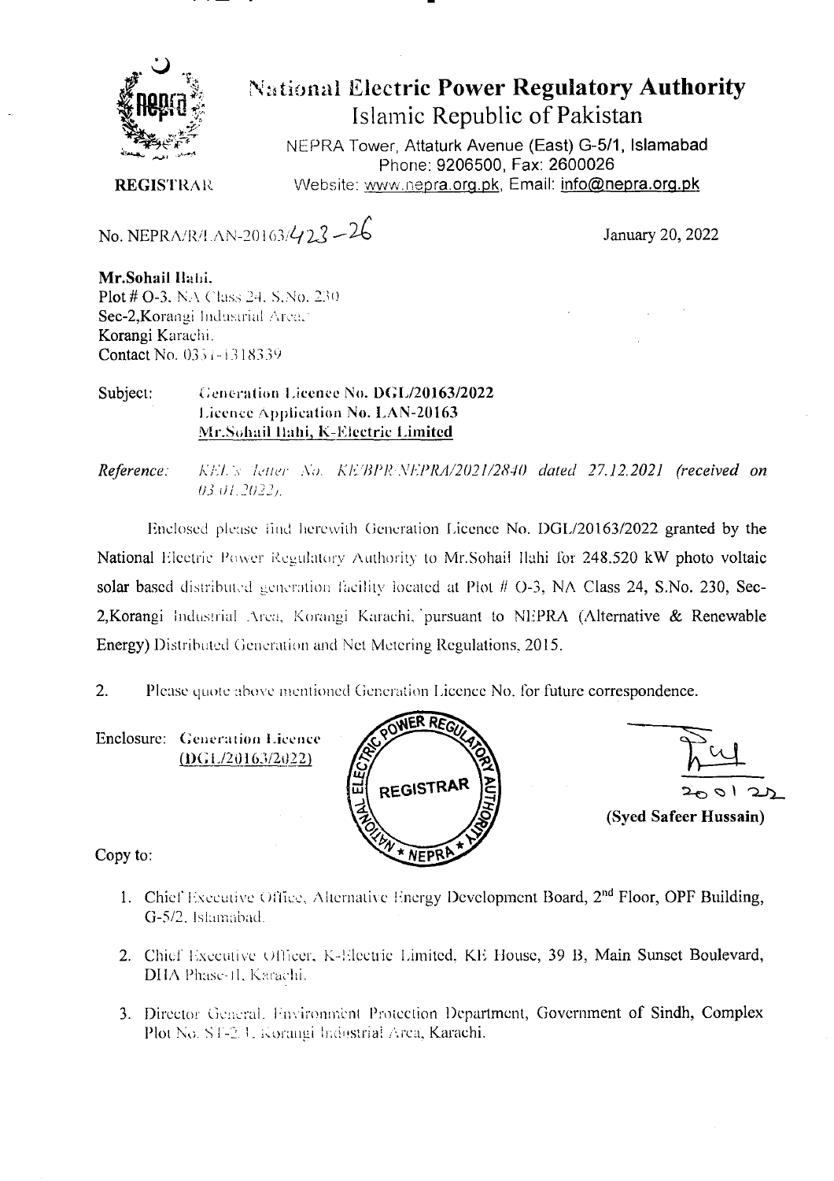# National Electric Power Regulatory Authority
## Islamic Republic of Pakistan

NEPRA Tower, Attaturk Avenue (East) G-5/1, Islamabad
Phone: 9206500, Fax: 2600026
Website: www.nepra.org.pk, Email: info@nepra.org.pk

**REGISTRAR**

No. NEPRA/R/LAN-20163/423-26

January 20, 2022

**Mr.Sohail Ilahi,**
Plot # O-3, NA Class 24, S.No. 230
Sec-2,Korangi Industrial Area,
Korangi Karachi.
Contact No. 0331-1318339

Subject: **Generation Licence No. DGL/20163/2022**
**Licence Application No. LAN-20163**
**<u>Mr.Sohail Ilahi, K-Electric Limited</u>**

*Reference: KEL's letter No. KE/BPR/NEPRA/2021/2840 dated 27.12.2021 (received on 03.01.2022).*

Enclosed please find herewith Generation Licence No. DGL/20163/2022 granted by the National Electric Power Regulatory Authority to Mr.Sohail Ilahi for 248.520 kW photo voltaic solar based distributed generation facility located at Plot # O-3, NA Class 24, S.No. 230, Sec-2,Korangi Industrial Area, Korangi Karachi, pursuant to NEPRA (Alternative & Renewable Energy) Distributed Generation and Net Metering Regulations, 2015.

2. Please quote above mentioned Generation Licence No. for future correspondence.

Enclosure: **Generation Licence**
**<u>(DGL/20163/2022)</u>**

20 01 22

**(Syed Safeer Hussain)**

Copy to:

1. Chief Executive Office, Alternative Energy Development Board, 2nd Floor, OPF Building, G-5/2, Islamabad.
2. Chief Executive Officer, K-Electric Limited, KE House, 39 B, Main Sunset Boulevard, DHA Phase-II, Karachi.
3. Director General, Environment Protection Department, Government of Sindh, Complex Plot No. ST-2/1, Korangi Industrial Area, Karachi.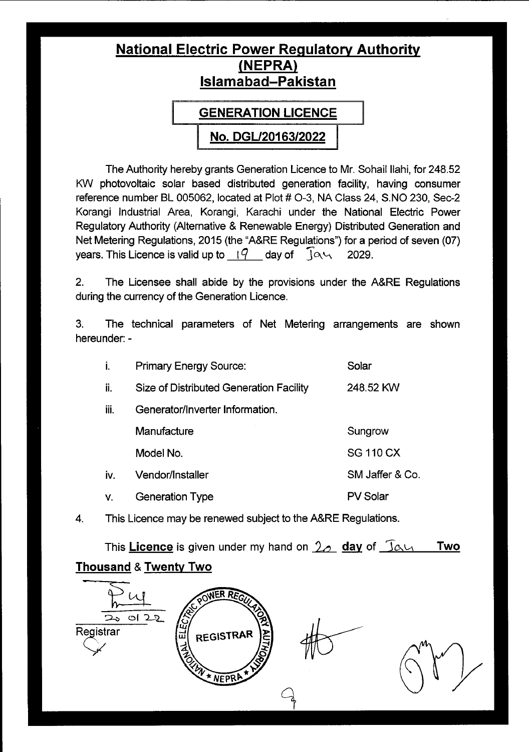# National Electric Power Regulatory Authority (NEPRA) Islamabad–Pakistan

## GENERATION LICENCE

## No. DGL/20163/2022

The Authority hereby grants Generation Licence to Mr. Sohail Ilahi, for 248.52 KW photovoltaic solar based distributed generation facility, having consumer reference number BL 005062, located at Plot # O-3, NA Class 24, S.NO 230, Sec-2 Korangi Industrial Area, Korangi, Karachi under the National Electric Power Regulatory Authority (Alternative & Renewable Energy) Distributed Generation and Net Metering Regulations, 2015 (the "A&RE Regulations") for a period of seven (07) years. This Licence is valid up to 19 day of Jan 2029.

2. The Licensee shall abide by the provisions under the A&RE Regulations during the currency of the Generation Licence.

3. The technical parameters of Net Metering arrangements are shown hereunder: -

| | | |
|---|---|---|
| i. | Primary Energy Source: | Solar |
| ii. | Size of Distributed Generation Facility | 248.52 KW |
| iii. | Generator/Inverter Information. | |
| | Manufacture | Sungrow |
| | Model No. | SG 110 CX |
| iv. | Vendor/Installer | SM Jaffer & Co. |
| v. | Generation Type | PV Solar |

4. This Licence may be renewed subject to the A&RE Regulations.

This **Licence** is given under my hand on 20 **day** of Jan **Two Thousand** & **Twenty Two**

20 01 22

Registrar

REGISTRAR
NATIONAL ELECTRIC POWER REGULATORY AUTHORITY
★ NEPRA ★